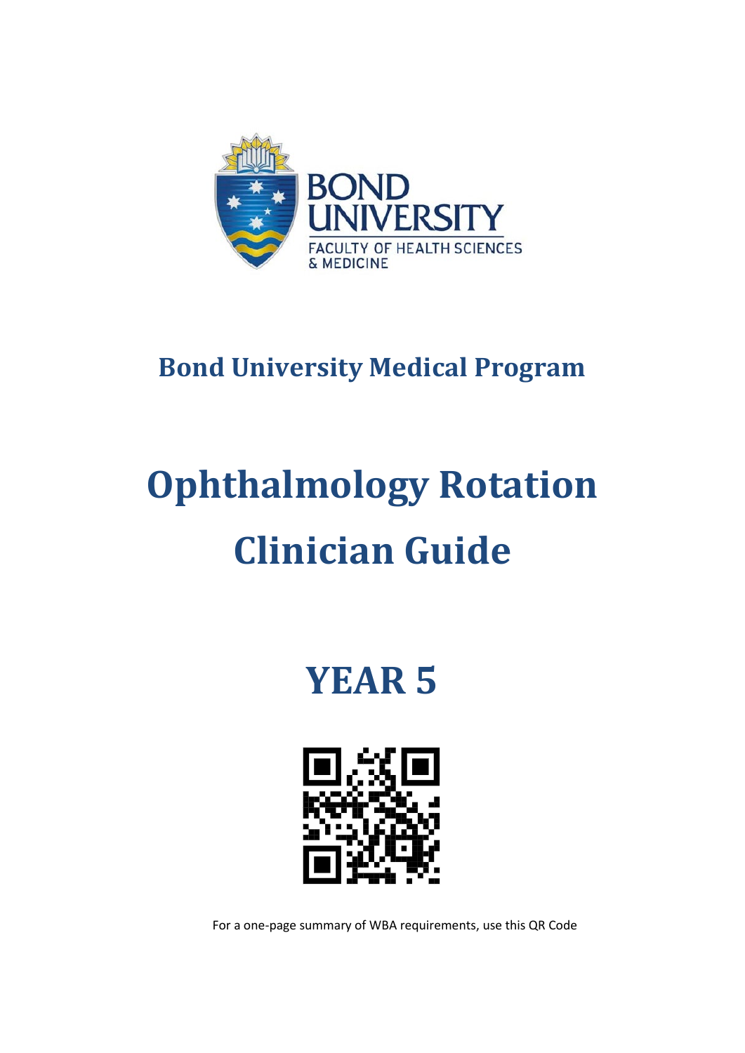BOND UNIVERSITY

FACULTY OF HEALTH SCIENCES & MEDICINE

## Bond University Medical Program

# Ophthalmology Rotation Clinician Guide

# YEAR 5

For a one-page summary of WBA requirements, use this QR Code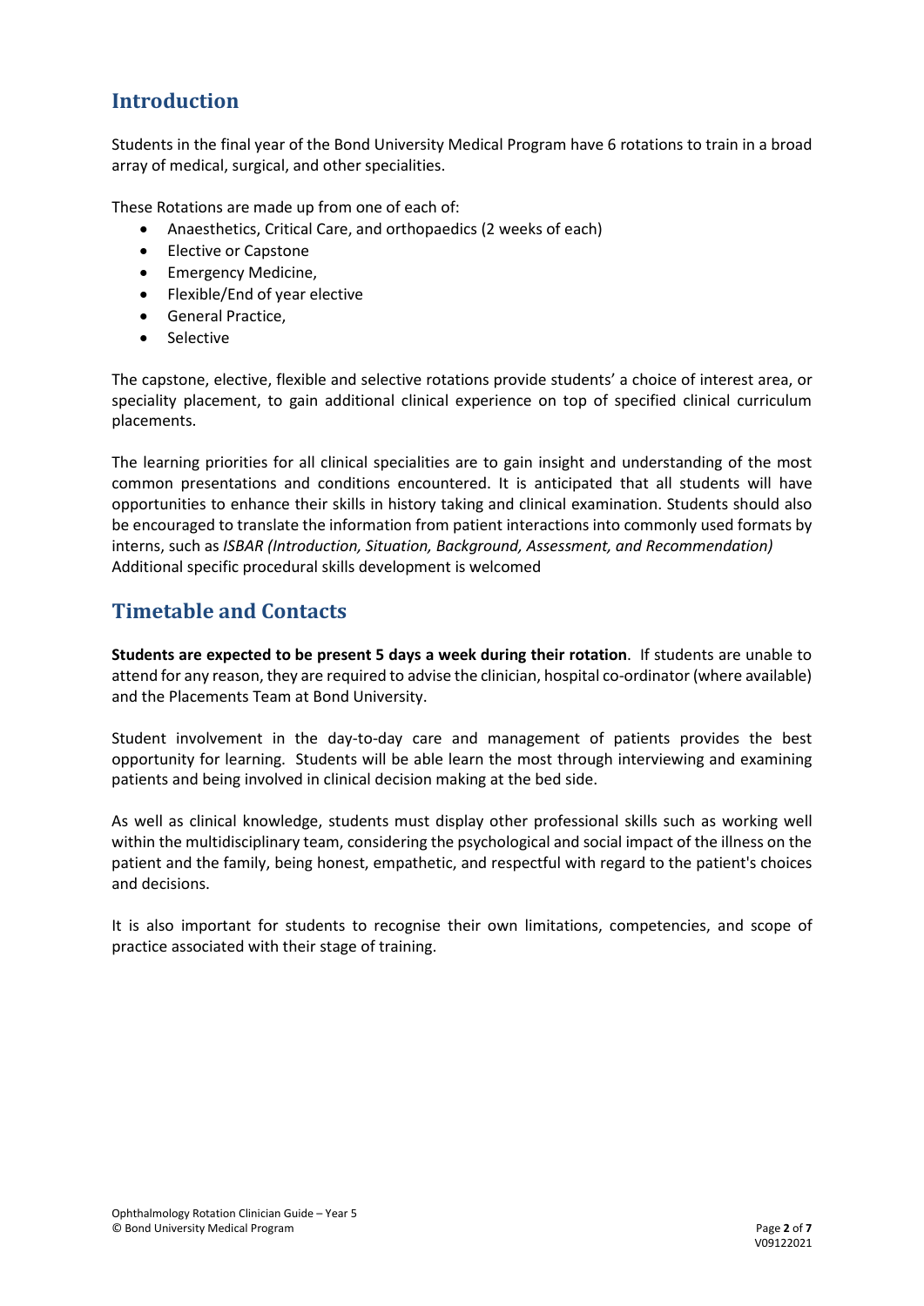## Introduction

Students in the final year of the Bond University Medical Program have 6 rotations to train in a broad array of medical, surgical, and other specialities.

These Rotations are made up from one of each of:

- Anaesthetics, Critical Care, and orthopaedics (2 weeks of each)
- Elective or Capstone
- Emergency Medicine,
- Flexible/End of year elective
- General Practice,
- Selective

The capstone, elective, flexible and selective rotations provide students' a choice of interest area, or speciality placement, to gain additional clinical experience on top of specified clinical curriculum placements.

The learning priorities for all clinical specialities are to gain insight and understanding of the most common presentations and conditions encountered. It is anticipated that all students will have opportunities to enhance their skills in history taking and clinical examination. Students should also be encouraged to translate the information from patient interactions into commonly used formats by interns, such as *ISBAR (Introduction, Situation, Background, Assessment, and Recommendation)* Additional specific procedural skills development is welcomed

## Timetable and Contacts

**Students are expected to be present 5 days a week during their rotation**. If students are unable to attend for any reason, they are required to advise the clinician, hospital co-ordinator (where available) and the Placements Team at Bond University.

Student involvement in the day-to-day care and management of patients provides the best opportunity for learning. Students will be able learn the most through interviewing and examining patients and being involved in clinical decision making at the bed side.

As well as clinical knowledge, students must display other professional skills such as working well within the multidisciplinary team, considering the psychological and social impact of the illness on the patient and the family, being honest, empathetic, and respectful with regard to the patient's choices and decisions.

It is also important for students to recognise their own limitations, competencies, and scope of practice associated with their stage of training.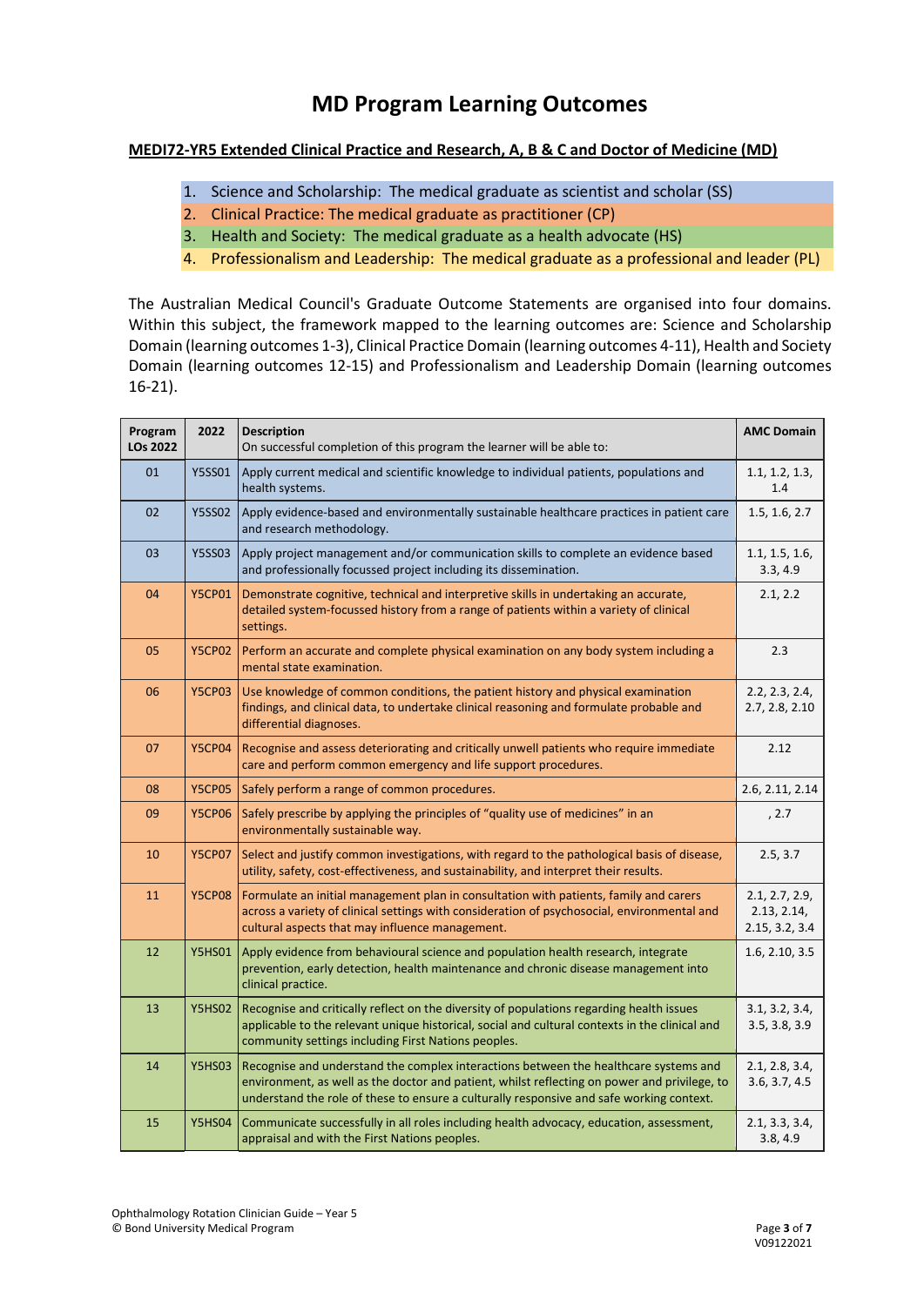# MD Program Learning Outcomes

**MEDI72-YR5 Extended Clinical Practice and Research, A, B & C and Doctor of Medicine (MD)**

1. Science and Scholarship: The medical graduate as scientist and scholar (SS)
2. Clinical Practice: The medical graduate as practitioner (CP)
3. Health and Society: The medical graduate as a health advocate (HS)
4. Professionalism and Leadership: The medical graduate as a professional and leader (PL)

The Australian Medical Council's Graduate Outcome Statements are organised into four domains. Within this subject, the framework mapped to the learning outcomes are: Science and Scholarship Domain (learning outcomes 1-3), Clinical Practice Domain (learning outcomes 4-11), Health and Society Domain (learning outcomes 12-15) and Professionalism and Leadership Domain (learning outcomes 16-21).

| Program LOs 2022 | 2022 | Description<br>On successful completion of this program the learner will be able to: | AMC Domain |
|---|---|---|---|
| 01 | Y5SS01 | Apply current medical and scientific knowledge to individual patients, populations and health systems. | 1.1, 1.2, 1.3, 1.4 |
| 02 | Y5SS02 | Apply evidence-based and environmentally sustainable healthcare practices in patient care and research methodology. | 1.5, 1.6, 2.7 |
| 03 | Y5SS03 | Apply project management and/or communication skills to complete an evidence based and professionally focussed project including its dissemination. | 1.1, 1.5, 1.6, 3.3, 4.9 |
| 04 | Y5CP01 | Demonstrate cognitive, technical and interpretive skills in undertaking an accurate, detailed system-focussed history from a range of patients within a variety of clinical settings. | 2.1, 2.2 |
| 05 | Y5CP02 | Perform an accurate and complete physical examination on any body system including a mental state examination. | 2.3 |
| 06 | Y5CP03 | Use knowledge of common conditions, the patient history and physical examination findings, and clinical data, to undertake clinical reasoning and formulate probable and differential diagnoses. | 2.2, 2.3, 2.4, 2.7, 2.8, 2.10 |
| 07 | Y5CP04 | Recognise and assess deteriorating and critically unwell patients who require immediate care and perform common emergency and life support procedures. | 2.12 |
| 08 | Y5CP05 | Safely perform a range of common procedures. | 2.6, 2.11, 2.14 |
| 09 | Y5CP06 | Safely prescribe by applying the principles of "quality use of medicines" in an environmentally sustainable way. | , 2.7 |
| 10 | Y5CP07 | Select and justify common investigations, with regard to the pathological basis of disease, utility, safety, cost-effectiveness, and sustainability, and interpret their results. | 2.5, 3.7 |
| 11 | Y5CP08 | Formulate an initial management plan in consultation with patients, family and carers across a variety of clinical settings with consideration of psychosocial, environmental and cultural aspects that may influence management. | 2.1, 2.7, 2.9, 2.13, 2.14, 2.15, 3.2, 3.4 |
| 12 | Y5HS01 | Apply evidence from behavioural science and population health research, integrate prevention, early detection, health maintenance and chronic disease management into clinical practice. | 1.6, 2.10, 3.5 |
| 13 | Y5HS02 | Recognise and critically reflect on the diversity of populations regarding health issues applicable to the relevant unique historical, social and cultural contexts in the clinical and community settings including First Nations peoples. | 3.1, 3.2, 3.4, 3.5, 3.8, 3.9 |
| 14 | Y5HS03 | Recognise and understand the complex interactions between the healthcare systems and environment, as well as the doctor and patient, whilst reflecting on power and privilege, to understand the role of these to ensure a culturally responsive and safe working context. | 2.1, 2.8, 3.4, 3.6, 3.7, 4.5 |
| 15 | Y5HS04 | Communicate successfully in all roles including health advocacy, education, assessment, appraisal and with the First Nations peoples. | 2.1, 3.3, 3.4, 3.8, 4.9 |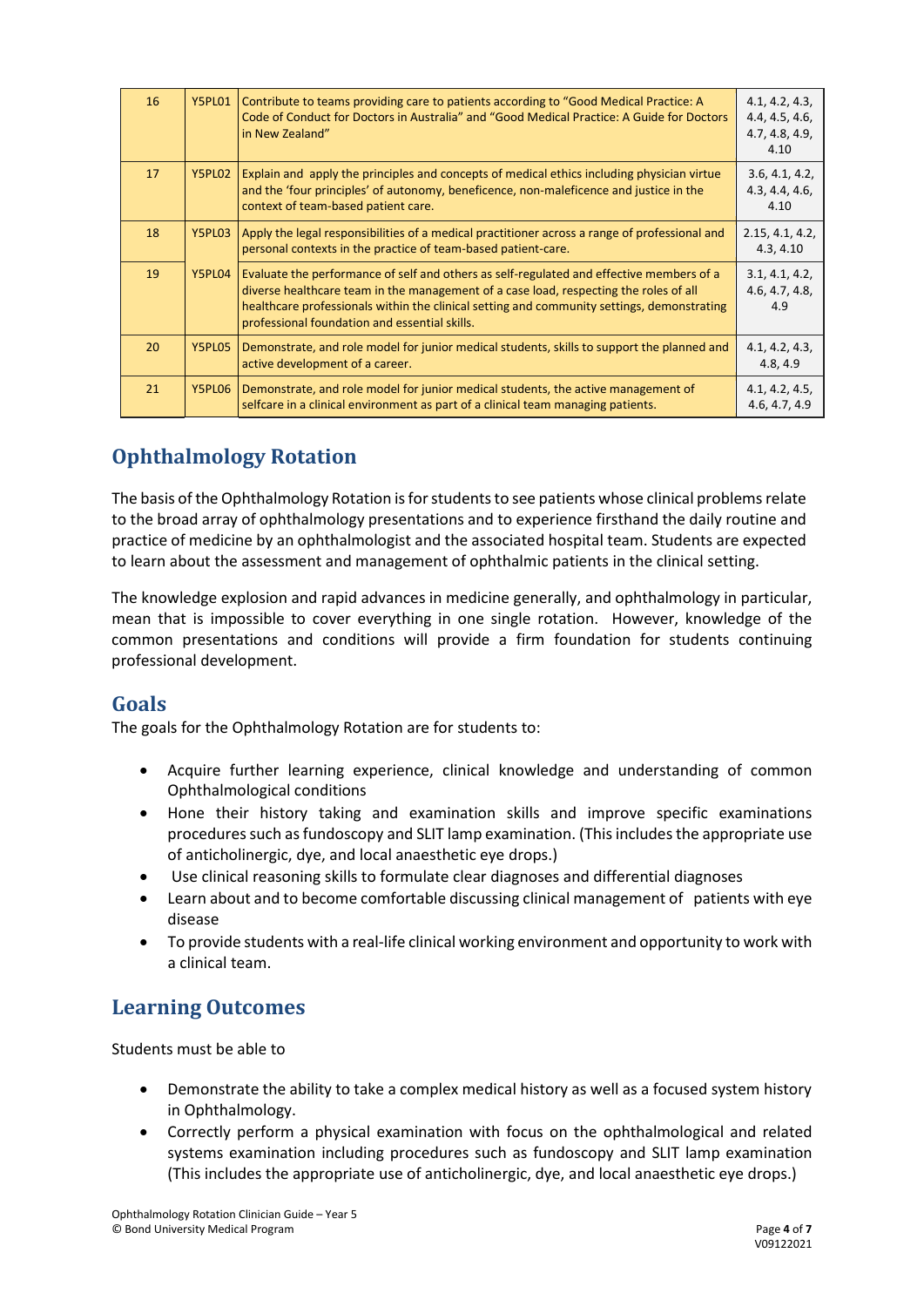| 16 | Y5PL01 | Contribute to teams providing care to patients according to "Good Medical Practice: A Code of Conduct for Doctors in Australia" and "Good Medical Practice: A Guide for Doctors in New Zealand" | 4.1, 4.2, 4.3, 4.4, 4.5, 4.6, 4.7, 4.8, 4.9, 4.10 |
|---|---|---|---|
| 17 | Y5PL02 | Explain and apply the principles and concepts of medical ethics including physician virtue and the 'four principles' of autonomy, beneficence, non-maleficence and justice in the context of team-based patient care. | 3.6, 4.1, 4.2, 4.3, 4.4, 4.6, 4.10 |
| 18 | Y5PL03 | Apply the legal responsibilities of a medical practitioner across a range of professional and personal contexts in the practice of team-based patient-care. | 2.15, 4.1, 4.2, 4.3, 4.10 |
| 19 | Y5PL04 | Evaluate the performance of self and others as self-regulated and effective members of a diverse healthcare team in the management of a case load, respecting the roles of all healthcare professionals within the clinical setting and community settings, demonstrating professional foundation and essential skills. | 3.1, 4.1, 4.2, 4.6, 4.7, 4.8, 4.9 |
| 20 | Y5PL05 | Demonstrate, and role model for junior medical students, skills to support the planned and active development of a career. | 4.1, 4.2, 4.3, 4.8, 4.9 |
| 21 | Y5PL06 | Demonstrate, and role model for junior medical students, the active management of selfcare in a clinical environment as part of a clinical team managing patients. | 4.1, 4.2, 4.5, 4.6, 4.7, 4.9 |

## Ophthalmology Rotation

The basis of the Ophthalmology Rotation is for students to see patients whose clinical problems relate to the broad array of ophthalmology presentations and to experience firsthand the daily routine and practice of medicine by an ophthalmologist and the associated hospital team. Students are expected to learn about the assessment and management of ophthalmic patients in the clinical setting.

The knowledge explosion and rapid advances in medicine generally, and ophthalmology in particular, mean that is impossible to cover everything in one single rotation. However, knowledge of the common presentations and conditions will provide a firm foundation for students continuing professional development.

## Goals

The goals for the Ophthalmology Rotation are for students to:

- Acquire further learning experience, clinical knowledge and understanding of common Ophthalmological conditions
- Hone their history taking and examination skills and improve specific examinations procedures such as fundoscopy and SLIT lamp examination. (This includes the appropriate use of anticholinergic, dye, and local anaesthetic eye drops.)
- Use clinical reasoning skills to formulate clear diagnoses and differential diagnoses
- Learn about and to become comfortable discussing clinical management of patients with eye disease
- To provide students with a real-life clinical working environment and opportunity to work with a clinical team.

## Learning Outcomes

Students must be able to

- Demonstrate the ability to take a complex medical history as well as a focused system history in Ophthalmology.
- Correctly perform a physical examination with focus on the ophthalmological and related systems examination including procedures such as fundoscopy and SLIT lamp examination (This includes the appropriate use of anticholinergic, dye, and local anaesthetic eye drops.)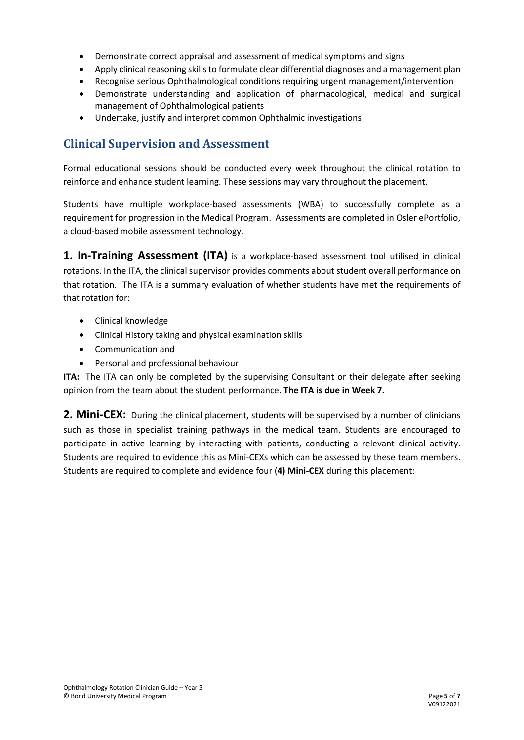- Demonstrate correct appraisal and assessment of medical symptoms and signs
- Apply clinical reasoning skills to formulate clear differential diagnoses and a management plan
- Recognise serious Ophthalmological conditions requiring urgent management/intervention
- Demonstrate understanding and application of pharmacological, medical and surgical management of Ophthalmological patients
- Undertake, justify and interpret common Ophthalmic investigations

## Clinical Supervision and Assessment

Formal educational sessions should be conducted every week throughout the clinical rotation to reinforce and enhance student learning. These sessions may vary throughout the placement.

Students have multiple workplace-based assessments (WBA) to successfully complete as a requirement for progression in the Medical Program. Assessments are completed in Osler ePortfolio, a cloud-based mobile assessment technology.

**1. In-Training Assessment (ITA)** is a workplace-based assessment tool utilised in clinical rotations. In the ITA, the clinical supervisor provides comments about student overall performance on that rotation. The ITA is a summary evaluation of whether students have met the requirements of that rotation for:

- Clinical knowledge
- Clinical History taking and physical examination skills
- Communication and
- Personal and professional behaviour

**ITA:** The ITA can only be completed by the supervising Consultant or their delegate after seeking opinion from the team about the student performance. **The ITA is due in Week 7.**

**2. Mini-CEX:** During the clinical placement, students will be supervised by a number of clinicians such as those in specialist training pathways in the medical team. Students are encouraged to participate in active learning by interacting with patients, conducting a relevant clinical activity. Students are required to evidence this as Mini-CEXs which can be assessed by these team members. Students are required to complete and evidence four (**4) Mini-CEX** during this placement: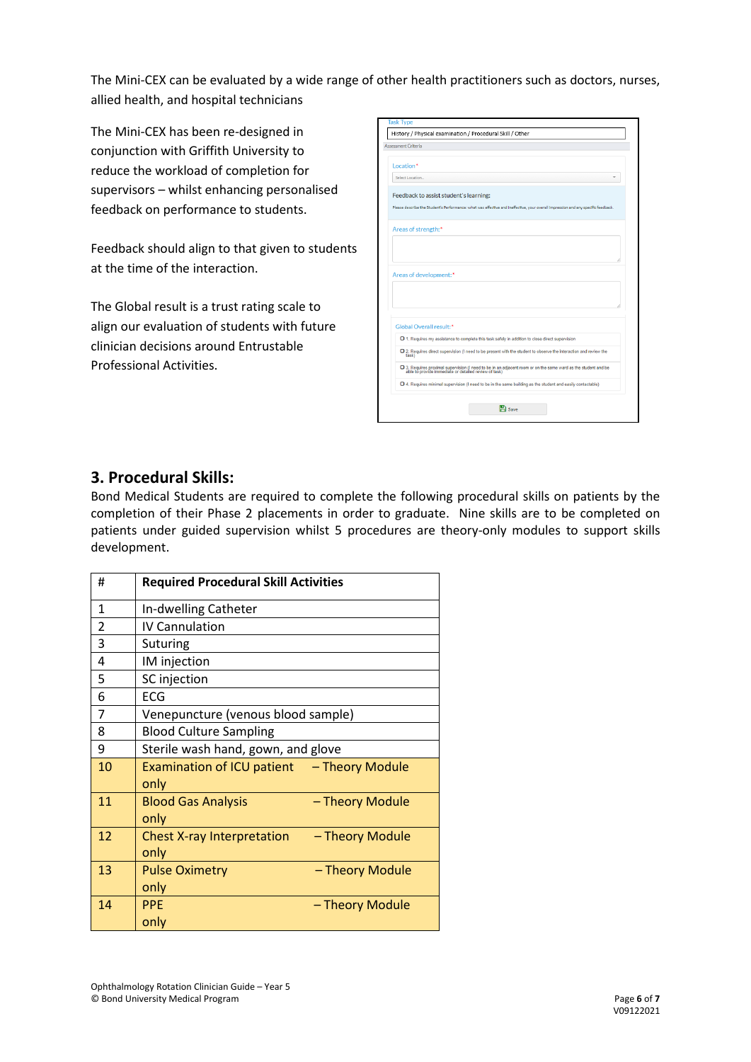The Mini-CEX can be evaluated by a wide range of other health practitioners such as doctors, nurses, allied health, and hospital technicians

The Mini-CEX has been re-designed in conjunction with Griffith University to reduce the workload of completion for supervisors – whilst enhancing personalised feedback on performance to students.

Feedback should align to that given to students at the time of the interaction.

The Global result is a trust rating scale to align our evaluation of students with future clinician decisions around Entrustable Professional Activities.

## 3. Procedural Skills:

Bond Medical Students are required to complete the following procedural skills on patients by the completion of their Phase 2 placements in order to graduate. Nine skills are to be completed on patients under guided supervision whilst 5 procedures are theory-only modules to support skills development.

| # | Required Procedural Skill Activities |
|---|---|
| 1 | In-dwelling Catheter |
| 2 | IV Cannulation |
| 3 | Suturing |
| 4 | IM injection |
| 5 | SC injection |
| 6 | ECG |
| 7 | Venepuncture (venous blood sample) |
| 8 | Blood Culture Sampling |
| 9 | Sterile wash hand, gown, and glove |
| 10 | Examination of ICU patient – Theory Module only |
| 11 | Blood Gas Analysis – Theory Module only |
| 12 | Chest X-ray Interpretation – Theory Module only |
| 13 | Pulse Oximetry – Theory Module only |
| 14 | PPE – Theory Module only |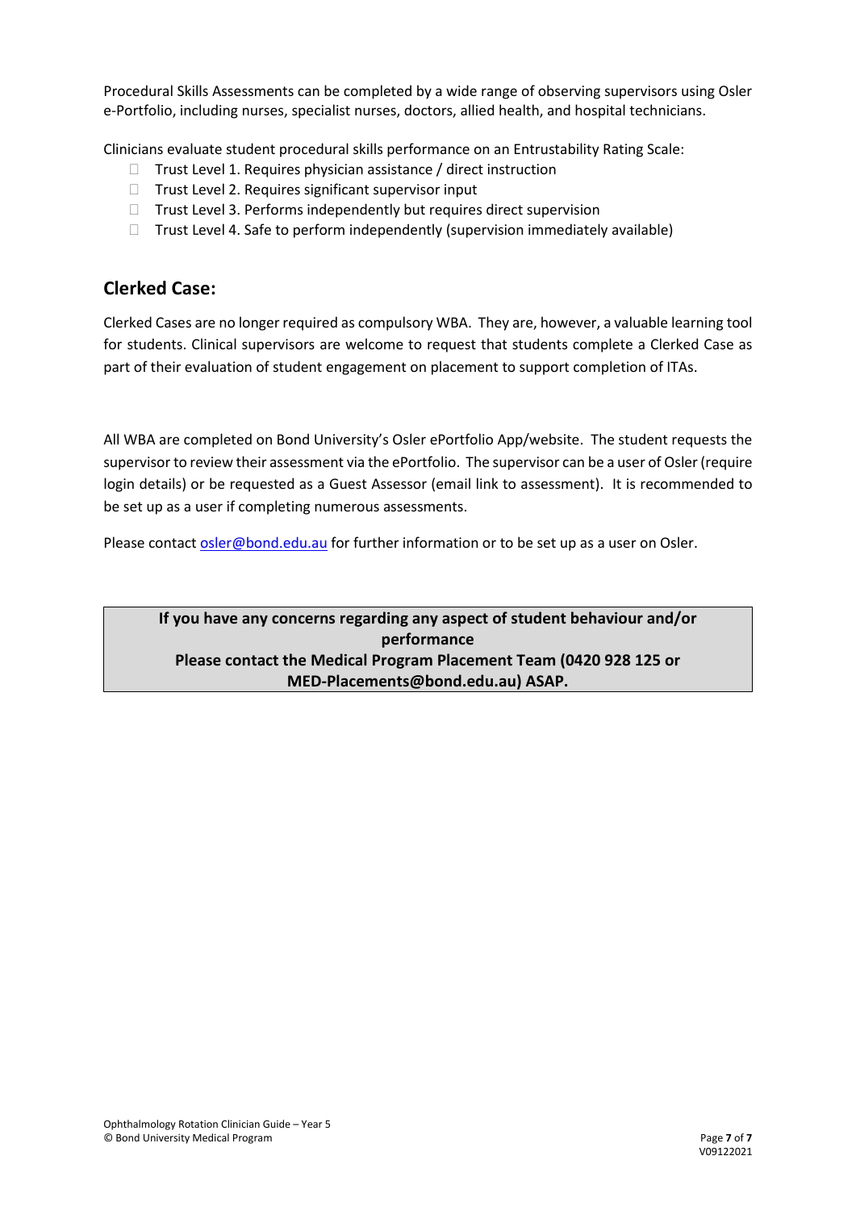Procedural Skills Assessments can be completed by a wide range of observing supervisors using Osler e-Portfolio, including nurses, specialist nurses, doctors, allied health, and hospital technicians.

Clinicians evaluate student procedural skills performance on an Entrustability Rating Scale:

- Trust Level 1. Requires physician assistance / direct instruction
- Trust Level 2. Requires significant supervisor input
- Trust Level 3. Performs independently but requires direct supervision
- Trust Level 4. Safe to perform independently (supervision immediately available)

## Clerked Case:

Clerked Cases are no longer required as compulsory WBA. They are, however, a valuable learning tool for students. Clinical supervisors are welcome to request that students complete a Clerked Case as part of their evaluation of student engagement on placement to support completion of ITAs.

All WBA are completed on Bond University's Osler ePortfolio App/website. The student requests the supervisor to review their assessment via the ePortfolio. The supervisor can be a user of Osler (require login details) or be requested as a Guest Assessor (email link to assessment). It is recommended to be set up as a user if completing numerous assessments.

Please contact osler@bond.edu.au for further information or to be set up as a user on Osler.

**If you have any concerns regarding any aspect of student behaviour and/or performance**
**Please contact the Medical Program Placement Team (0420 928 125 or MED-Placements@bond.edu.au) ASAP.**